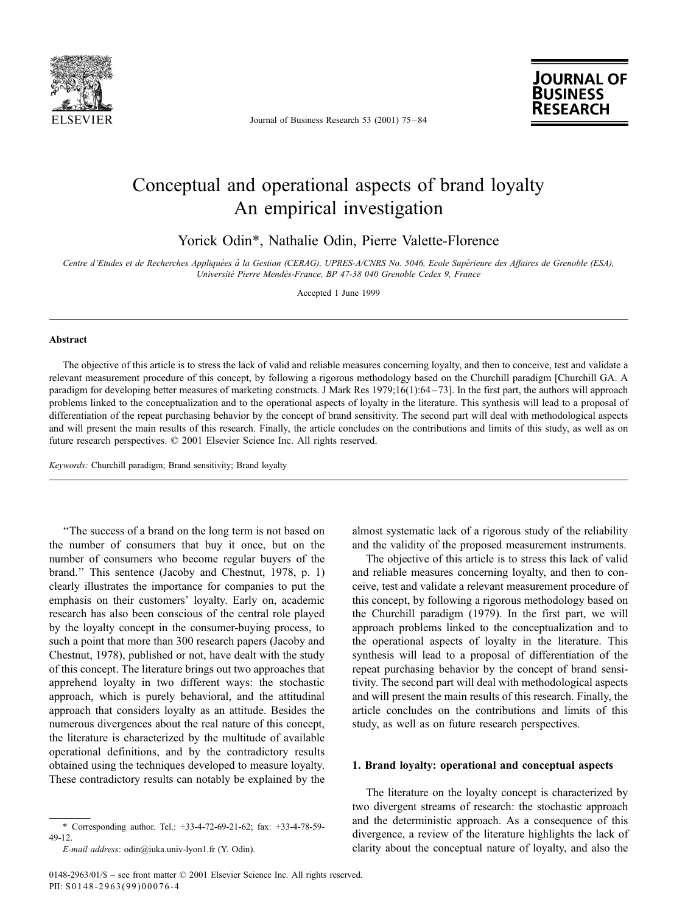# Conceptual and operational aspects of brand loyalty An empirical investigation

Yorick Odin*, Nathalie Odin, Pierre Valette-Florence

*Centre d'Etudes et de Recherches Appliquées à la Gestion (CERAG), UPRES-A/CNRS No. 5046, Ecole Supérieure des Affaires de Grenoble (ESA), Université Pierre Mendès-France, BP 47-38 040 Grenoble Cedex 9, France*

Accepted 1 June 1999

## Abstract

The objective of this article is to stress the lack of valid and reliable measures concerning loyalty, and then to conceive, test and validate a relevant measurement procedure of this concept, by following a rigorous methodology based on the Churchill paradigm [Churchill GA. A paradigm for developing better measures of marketing constructs. J Mark Res 1979;16(1):64–73]. In the first part, the authors will approach problems linked to the conceptualization and to the operational aspects of loyalty in the literature. This synthesis will lead to a proposal of differentiation of the repeat purchasing behavior by the concept of brand sensitivity. The second part will deal with methodological aspects and will present the main results of this research. Finally, the article concludes on the contributions and limits of this study, as well as on future research perspectives. © 2001 Elsevier Science Inc. All rights reserved.

*Keywords:* Churchill paradigm; Brand sensitivity; Brand loyalty

"The success of a brand on the long term is not based on the number of consumers that buy it once, but on the number of consumers who become regular buyers of the brand." This sentence (Jacoby and Chestnut, 1978, p. 1) clearly illustrates the importance for companies to put the emphasis on their customers' loyalty. Early on, academic research has also been conscious of the central role played by the loyalty concept in the consumer-buying process, to such a point that more than 300 research papers (Jacoby and Chestnut, 1978), published or not, have dealt with the study of this concept. The literature brings out two approaches that apprehend loyalty in two different ways: the stochastic approach, which is purely behavioral, and the attitudinal approach that considers loyalty as an attitude. Besides the numerous divergences about the real nature of this concept, the literature is characterized by the multitude of available operational definitions, and by the contradictory results obtained using the techniques developed to measure loyalty. These contradictory results can notably be explained by the almost systematic lack of a rigorous study of the reliability and the validity of the proposed measurement instruments.

The objective of this article is to stress this lack of valid and reliable measures concerning loyalty, and then to conceive, test and validate a relevant measurement procedure of this concept, by following a rigorous methodology based on the Churchill paradigm (1979). In the first part, we will approach problems linked to the conceptualization and to the operational aspects of loyalty in the literature. This synthesis will lead to a proposal of differentiation of the repeat purchasing behavior by the concept of brand sensitivity. The second part will deal with methodological aspects and will present the main results of this research. Finally, the article concludes on the contributions and limits of this study, as well as on future research perspectives.

## 1. Brand loyalty: operational and conceptual aspects

The literature on the loyalty concept is characterized by two divergent streams of research: the stochastic approach and the deterministic approach. As a consequence of this divergence, a review of the literature highlights the lack of clarity about the conceptual nature of loyalty, and also the

---

* Corresponding author. Tel.: +33-4-72-69-21-62; fax: +33-4-78-59-49-12.

*E-mail address*: odin@iuka.univ-lyon1.fr (Y. Odin).

0148-2963/01/$ – see front matter © 2001 Elsevier Science Inc. All rights reserved.
PII: S0148-2963(99)00076-4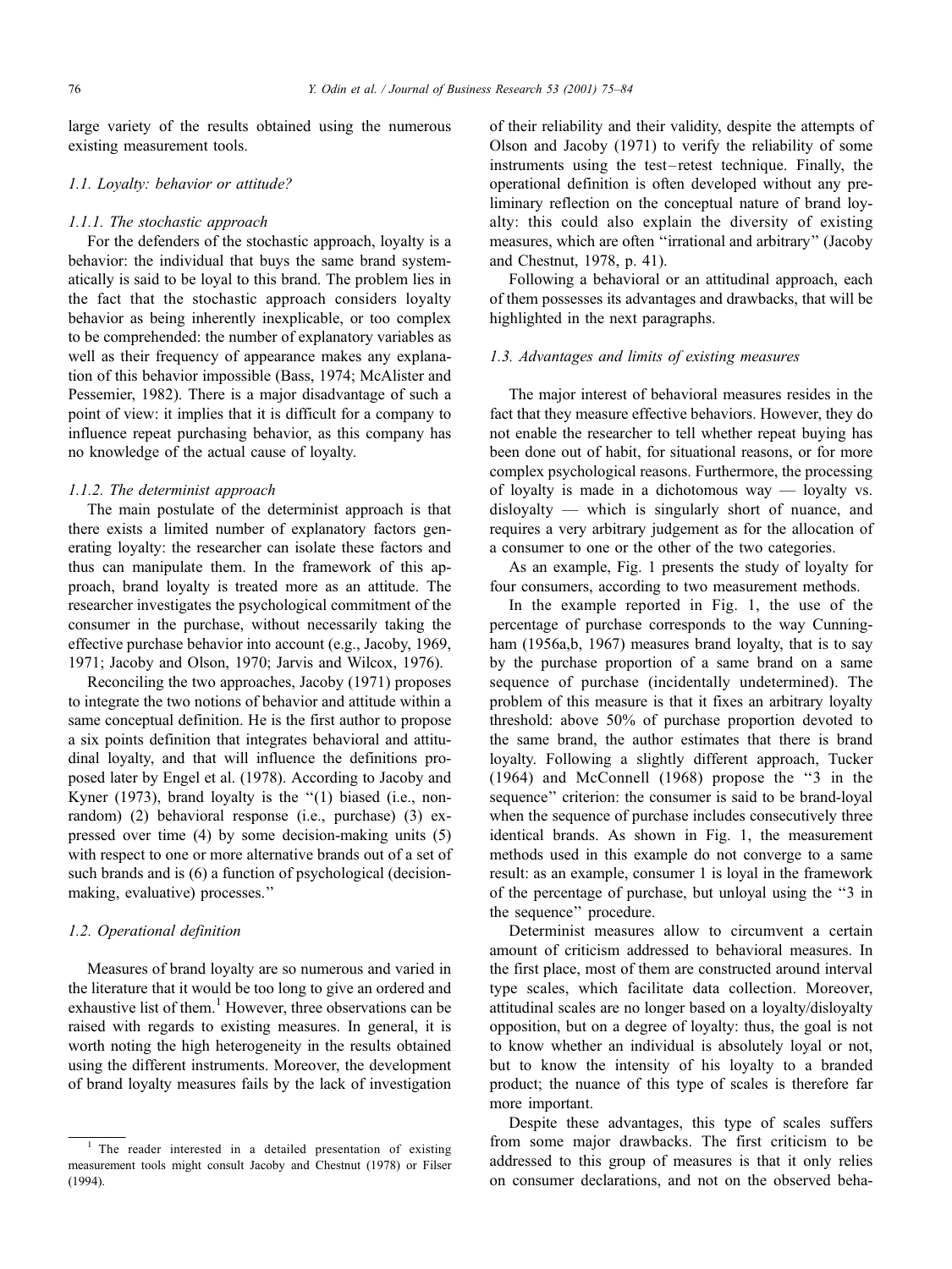large variety of the results obtained using the numerous existing measurement tools.

### 1.1. Loyalty: behavior or attitude?

#### 1.1.1. The stochastic approach

For the defenders of the stochastic approach, loyalty is a behavior: the individual that buys the same brand systematically is said to be loyal to this brand. The problem lies in the fact that the stochastic approach considers loyalty behavior as being inherently inexplicable, or too complex to be comprehended: the number of explanatory variables as well as their frequency of appearance makes any explanation of this behavior impossible (Bass, 1974; McAlister and Pessemier, 1982). There is a major disadvantage of such a point of view: it implies that it is difficult for a company to influence repeat purchasing behavior, as this company has no knowledge of the actual cause of loyalty.

#### 1.1.2. The determinist approach

The main postulate of the determinist approach is that there exists a limited number of explanatory factors generating loyalty: the researcher can isolate these factors and thus can manipulate them. In the framework of this approach, brand loyalty is treated more as an attitude. The researcher investigates the psychological commitment of the consumer in the purchase, without necessarily taking the effective purchase behavior into account (e.g., Jacoby, 1969, 1971; Jacoby and Olson, 1970; Jarvis and Wilcox, 1976).

Reconciling the two approaches, Jacoby (1971) proposes to integrate the two notions of behavior and attitude within a same conceptual definition. He is the first author to propose a six points definition that integrates behavioral and attitudinal loyalty, and that will influence the definitions proposed later by Engel et al. (1978). According to Jacoby and Kyner (1973), brand loyalty is the "(1) biased (i.e., nonrandom) (2) behavioral response (i.e., purchase) (3) expressed over time (4) by some decision-making units (5) with respect to one or more alternative brands out of a set of such brands and is (6) a function of psychological (decision-making, evaluative) processes."

### 1.2. Operational definition

Measures of brand loyalty are so numerous and varied in the literature that it would be too long to give an ordered and exhaustive list of them.[1] However, three observations can be raised with regards to existing measures. In general, it is worth noting the high heterogeneity in the results obtained using the different instruments. Moreover, the development of brand loyalty measures fails by the lack of investigation of their reliability and their validity, despite the attempts of Olson and Jacoby (1971) to verify the reliability of some instruments using the test–retest technique. Finally, the operational definition is often developed without any preliminary reflection on the conceptual nature of brand loyalty: this could also explain the diversity of existing measures, which are often "irrational and arbitrary" (Jacoby and Chestnut, 1978, p. 41).

Following a behavioral or an attitudinal approach, each of them possesses its advantages and drawbacks, that will be highlighted in the next paragraphs.

### 1.3. Advantages and limits of existing measures

The major interest of behavioral measures resides in the fact that they measure effective behaviors. However, they do not enable the researcher to tell whether repeat buying has been done out of habit, for situational reasons, or for more complex psychological reasons. Furthermore, the processing of loyalty is made in a dichotomous way — loyalty vs. disloyalty — which is singularly short of nuance, and requires a very arbitrary judgement as for the allocation of a consumer to one or the other of the two categories.

As an example, Fig. 1 presents the study of loyalty for four consumers, according to two measurement methods.

In the example reported in Fig. 1, the use of the percentage of purchase corresponds to the way Cunningham (1956a,b, 1967) measures brand loyalty, that is to say by the purchase proportion of a same brand on a same sequence of purchase (incidentally undetermined). The problem of this measure is that it fixes an arbitrary loyalty threshold: above 50% of purchase proportion devoted to the same brand, the author estimates that there is brand loyalty. Following a slightly different approach, Tucker (1964) and McConnell (1968) propose the "3 in the sequence" criterion: the consumer is said to be brand-loyal when the sequence of purchase includes consecutively three identical brands. As shown in Fig. 1, the measurement methods used in this example do not converge to a same result: as an example, consumer 1 is loyal in the framework of the percentage of purchase, but unloyal using the "3 in the sequence" procedure.

Determinist measures allow to circumvent a certain amount of criticism addressed to behavioral measures. In the first place, most of them are constructed around interval type scales, which facilitate data collection. Moreover, attitudinal scales are no longer based on a loyalty/disloyalty opposition, but on a degree of loyalty: thus, the goal is not to know whether an individual is absolutely loyal or not, but to know the intensity of his loyalty to a branded product; the nuance of this type of scales is therefore far more important.

Despite these advantages, this type of scales suffers from some major drawbacks. The first criticism to be addressed to this group of measures is that it only relies on consumer declarations, and not on the observed beha-

[1] The reader interested in a detailed presentation of existing measurement tools might consult Jacoby and Chestnut (1978) or Filser (1994).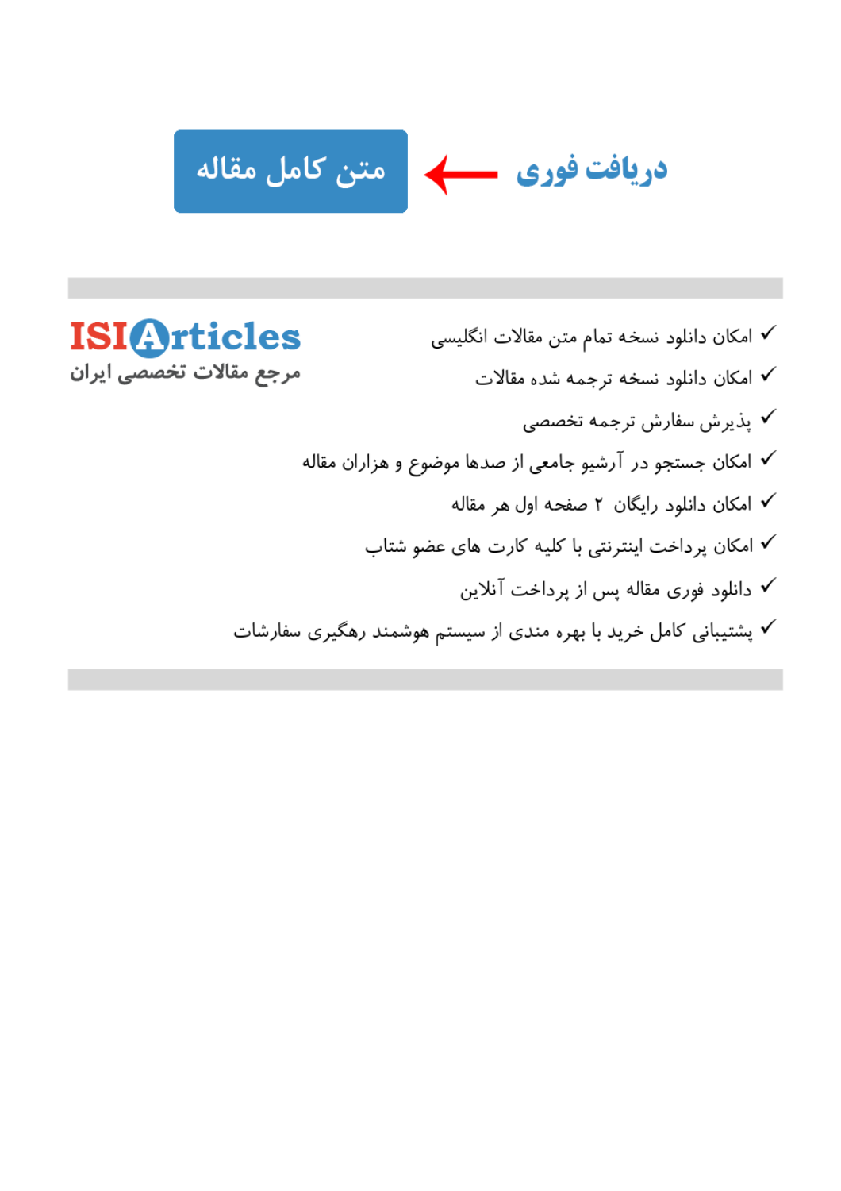دریافت فوری ← متن کامل مقاله

**ISIArticles**
مرجع مقالات تخصصی ایران

- ✓ امکان دانلود نسخه تمام متن مقالات انگلیسی
- ✓ امکان دانلود نسخه ترجمه شده مقالات
- ✓ پذیرش سفارش ترجمه تخصصی
- ✓ امکان جستجو در آرشیو جامعی از صدها موضوع و هزاران مقاله
- ✓ امکان دانلود رایگان ۲ صفحه اول هر مقاله
- ✓ امکان پرداخت اینترنتی با کلیه کارت های عضو شتاب
- ✓ دانلود فوری مقاله پس از پرداخت آنلاین
- ✓ پشتیبانی کامل خرید با بهره مندی از سیستم هوشمند رهگیری سفارشات